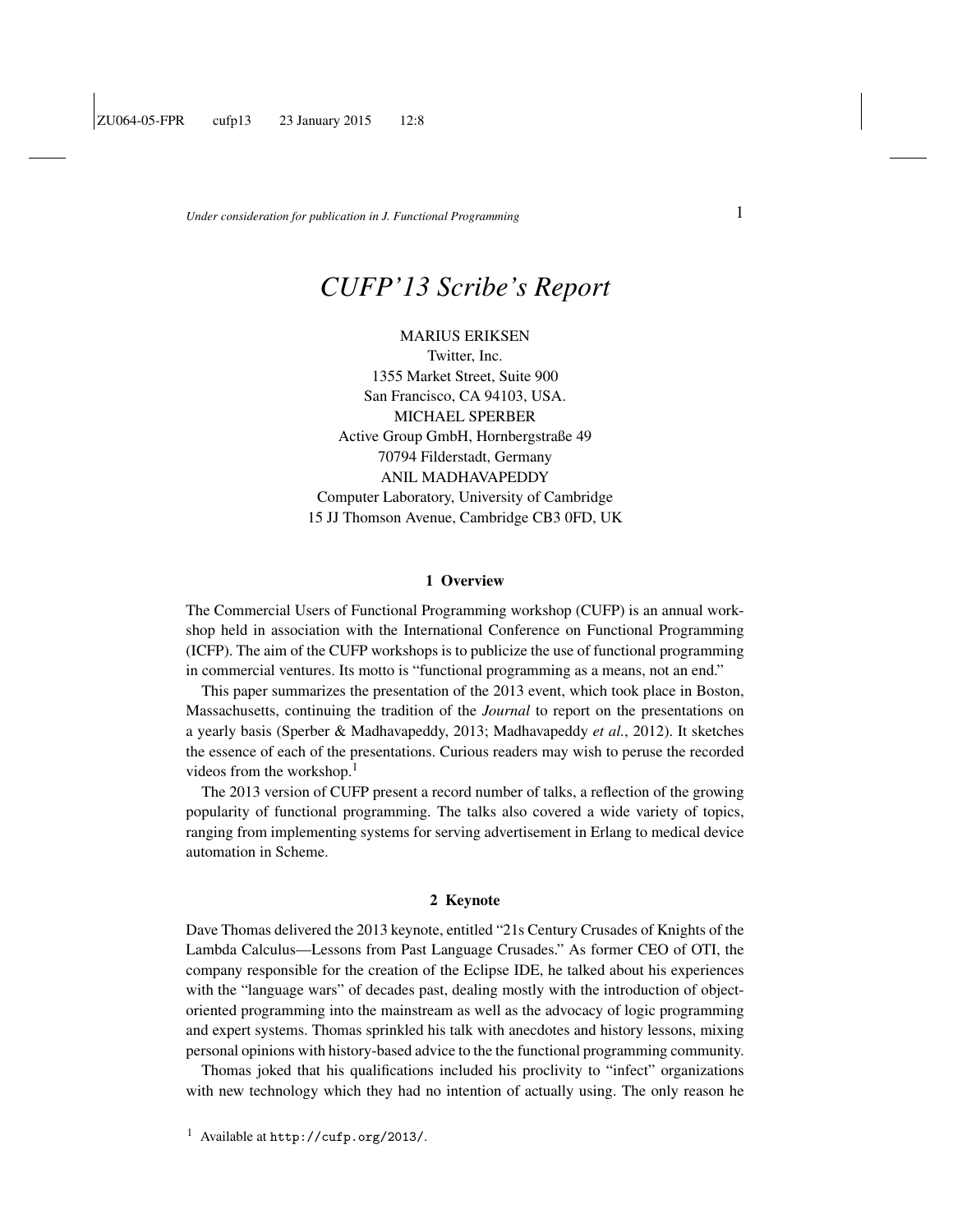# CUFP'13 Scribe's Report

MARIUS ERIKSEN
Twitter, Inc.
1355 Market Street, Suite 900
San Francisco, CA 94103, USA.

MICHAEL SPERBER
Active Group GmbH, Hornbergstraße 49
70794 Filderstadt, Germany

ANIL MADHAVAPEDDY
Computer Laboratory, University of Cambridge
15 JJ Thomson Avenue, Cambridge CB3 0FD, UK

## 1 Overview

The Commercial Users of Functional Programming workshop (CUFP) is an annual workshop held in association with the International Conference on Functional Programming (ICFP). The aim of the CUFP workshops is to publicize the use of functional programming in commercial ventures. Its motto is "functional programming as a means, not an end."

This paper summarizes the presentation of the 2013 event, which took place in Boston, Massachusetts, continuing the tradition of the *Journal* to report on the presentations on a yearly basis (Sperber & Madhavapeddy, 2013; Madhavapeddy *et al.*, 2012). It sketches the essence of each of the presentations. Curious readers may wish to peruse the recorded videos from the workshop.[1]

The 2013 version of CUFP present a record number of talks, a reflection of the growing popularity of functional programming. The talks also covered a wide variety of topics, ranging from implementing systems for serving advertisement in Erlang to medical device automation in Scheme.

## 2 Keynote

Dave Thomas delivered the 2013 keynote, entitled "21s Century Crusades of Knights of the Lambda Calculus—Lessons from Past Language Crusades." As former CEO of OTI, the company responsible for the creation of the Eclipse IDE, he talked about his experiences with the "language wars" of decades past, dealing mostly with the introduction of object-oriented programming into the mainstream as well as the advocacy of logic programming and expert systems. Thomas sprinkled his talk with anecdotes and history lessons, mixing personal opinions with history-based advice to the the functional programming community.

Thomas joked that his qualifications included his proclivity to "infect" organizations with new technology which they had no intention of actually using. The only reason he

[1] Available at `http://cufp.org/2013/`.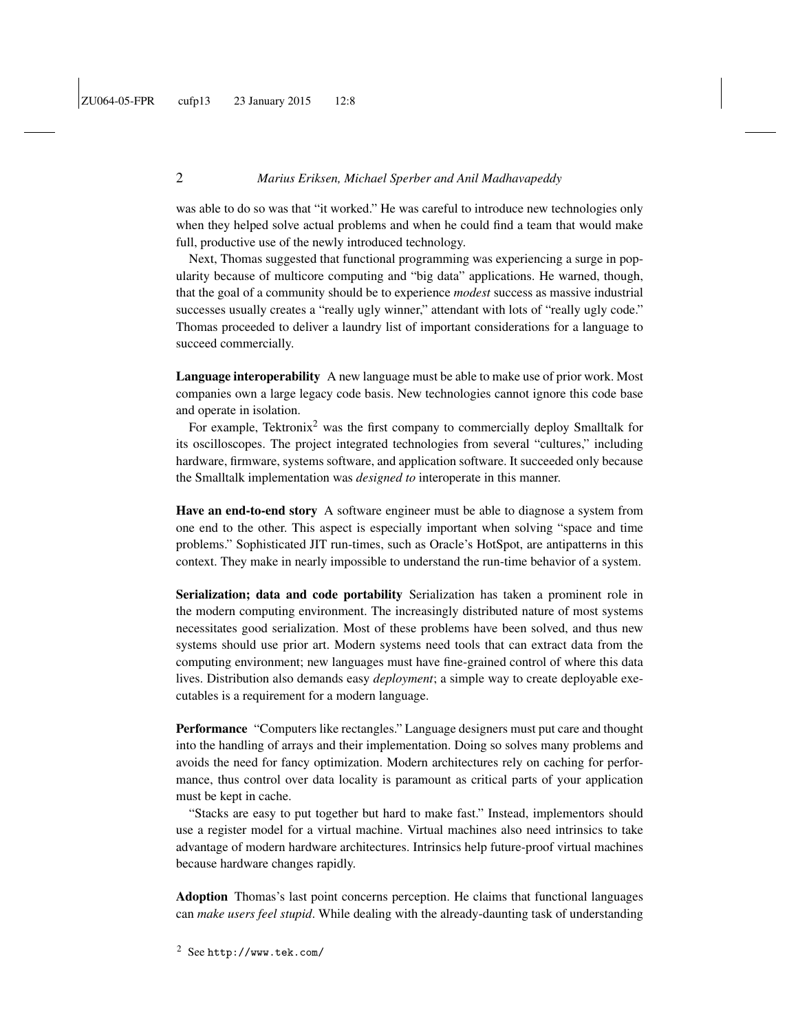was able to do so was that "it worked." He was careful to introduce new technologies only when they helped solve actual problems and when he could find a team that would make full, productive use of the newly introduced technology.

Next, Thomas suggested that functional programming was experiencing a surge in popularity because of multicore computing and "big data" applications. He warned, though, that the goal of a community should be to experience *modest* success as massive industrial successes usually creates a "really ugly winner," attendant with lots of "really ugly code." Thomas proceeded to deliver a laundry list of important considerations for a language to succeed commercially.

**Language interoperability** A new language must be able to make use of prior work. Most companies own a large legacy code basis. New technologies cannot ignore this code base and operate in isolation.

For example, Tektronix[2] was the first company to commercially deploy Smalltalk for its oscilloscopes. The project integrated technologies from several "cultures," including hardware, firmware, systems software, and application software. It succeeded only because the Smalltalk implementation was *designed to* interoperate in this manner.

**Have an end-to-end story** A software engineer must be able to diagnose a system from one end to the other. This aspect is especially important when solving "space and time problems." Sophisticated JIT run-times, such as Oracle's HotSpot, are antipatterns in this context. They make in nearly impossible to understand the run-time behavior of a system.

**Serialization; data and code portability** Serialization has taken a prominent role in the modern computing environment. The increasingly distributed nature of most systems necessitates good serialization. Most of these problems have been solved, and thus new systems should use prior art. Modern systems need tools that can extract data from the computing environment; new languages must have fine-grained control of where this data lives. Distribution also demands easy *deployment*; a simple way to create deployable executables is a requirement for a modern language.

**Performance** "Computers like rectangles." Language designers must put care and thought into the handling of arrays and their implementation. Doing so solves many problems and avoids the need for fancy optimization. Modern architectures rely on caching for performance, thus control over data locality is paramount as critical parts of your application must be kept in cache.

"Stacks are easy to put together but hard to make fast." Instead, implementors should use a register model for a virtual machine. Virtual machines also need intrinsics to take advantage of modern hardware architectures. Intrinsics help future-proof virtual machines because hardware changes rapidly.

**Adoption** Thomas's last point concerns perception. He claims that functional languages can *make users feel stupid*. While dealing with the already-daunting task of understanding

[2] See http://www.tek.com/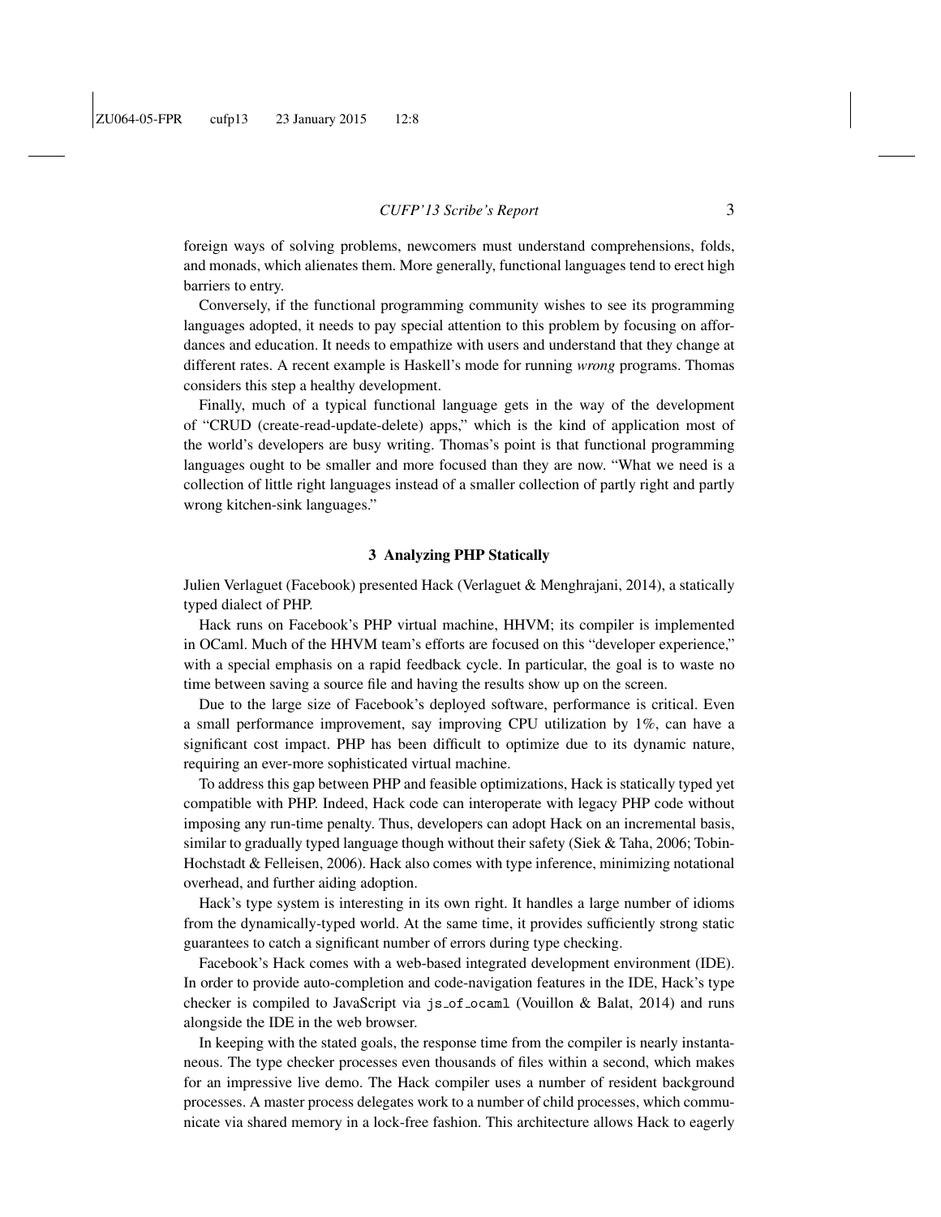foreign ways of solving problems, newcomers must understand comprehensions, folds, and monads, which alienates them. More generally, functional languages tend to erect high barriers to entry.

Conversely, if the functional programming community wishes to see its programming languages adopted, it needs to pay special attention to this problem by focusing on affordances and education. It needs to empathize with users and understand that they change at different rates. A recent example is Haskell's mode for running *wrong* programs. Thomas considers this step a healthy development.

Finally, much of a typical functional language gets in the way of the development of "CRUD (create-read-update-delete) apps," which is the kind of application most of the world's developers are busy writing. Thomas's point is that functional programming languages ought to be smaller and more focused than they are now. "What we need is a collection of little right languages instead of a smaller collection of partly right and partly wrong kitchen-sink languages."

## 3 Analyzing PHP Statically

Julien Verlaguet (Facebook) presented Hack (Verlaguet & Menghrajani, 2014), a statically typed dialect of PHP.

Hack runs on Facebook's PHP virtual machine, HHVM; its compiler is implemented in OCaml. Much of the HHVM team's efforts are focused on this "developer experience," with a special emphasis on a rapid feedback cycle. In particular, the goal is to waste no time between saving a source file and having the results show up on the screen.

Due to the large size of Facebook's deployed software, performance is critical. Even a small performance improvement, say improving CPU utilization by 1%, can have a significant cost impact. PHP has been difficult to optimize due to its dynamic nature, requiring an ever-more sophisticated virtual machine.

To address this gap between PHP and feasible optimizations, Hack is statically typed yet compatible with PHP. Indeed, Hack code can interoperate with legacy PHP code without imposing any run-time penalty. Thus, developers can adopt Hack on an incremental basis, similar to gradually typed language though without their safety (Siek & Taha, 2006; Tobin-Hochstadt & Felleisen, 2006). Hack also comes with type inference, minimizing notational overhead, and further aiding adoption.

Hack's type system is interesting in its own right. It handles a large number of idioms from the dynamically-typed world. At the same time, it provides sufficiently strong static guarantees to catch a significant number of errors during type checking.

Facebook's Hack comes with a web-based integrated development environment (IDE). In order to provide auto-completion and code-navigation features in the IDE, Hack's type checker is compiled to JavaScript via `js_of_ocaml` (Vouillon & Balat, 2014) and runs alongside the IDE in the web browser.

In keeping with the stated goals, the response time from the compiler is nearly instantaneous. The type checker processes even thousands of files within a second, which makes for an impressive live demo. The Hack compiler uses a number of resident background processes. A master process delegates work to a number of child processes, which communicate via shared memory in a lock-free fashion. This architecture allows Hack to eagerly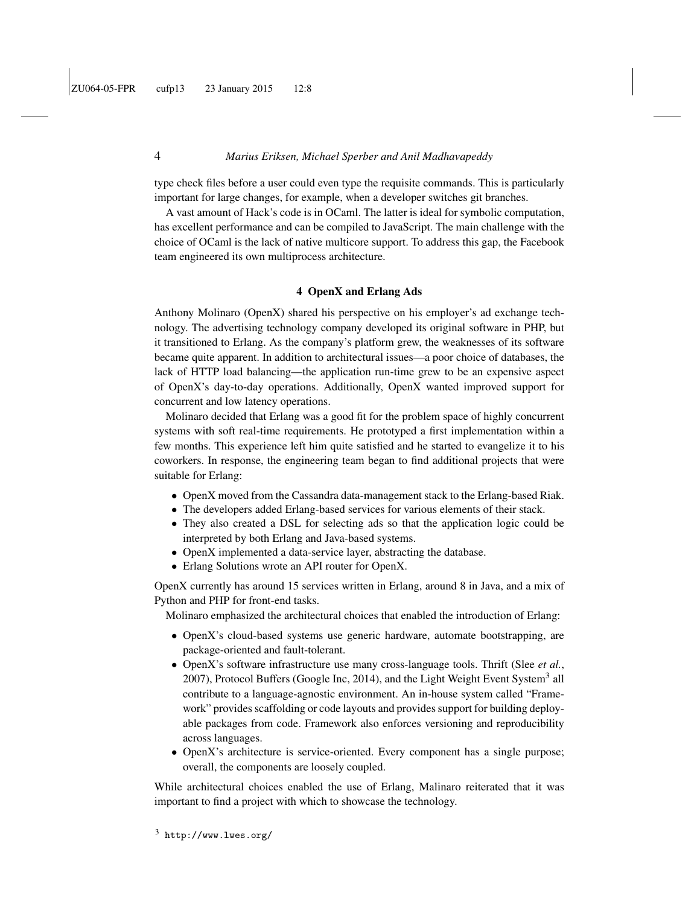type check files before a user could even type the requisite commands. This is particularly important for large changes, for example, when a developer switches git branches.

A vast amount of Hack's code is in OCaml. The latter is ideal for symbolic computation, has excellent performance and can be compiled to JavaScript. The main challenge with the choice of OCaml is the lack of native multicore support. To address this gap, the Facebook team engineered its own multiprocess architecture.

## 4 OpenX and Erlang Ads

Anthony Molinaro (OpenX) shared his perspective on his employer's ad exchange technology. The advertising technology company developed its original software in PHP, but it transitioned to Erlang. As the company's platform grew, the weaknesses of its software became quite apparent. In addition to architectural issues—a poor choice of databases, the lack of HTTP load balancing—the application run-time grew to be an expensive aspect of OpenX's day-to-day operations. Additionally, OpenX wanted improved support for concurrent and low latency operations.

Molinaro decided that Erlang was a good fit for the problem space of highly concurrent systems with soft real-time requirements. He prototyped a first implementation within a few months. This experience left him quite satisfied and he started to evangelize it to his coworkers. In response, the engineering team began to find additional projects that were suitable for Erlang:

- OpenX moved from the Cassandra data-management stack to the Erlang-based Riak.
- The developers added Erlang-based services for various elements of their stack.
- They also created a DSL for selecting ads so that the application logic could be interpreted by both Erlang and Java-based systems.
- OpenX implemented a data-service layer, abstracting the database.
- Erlang Solutions wrote an API router for OpenX.

OpenX currently has around 15 services written in Erlang, around 8 in Java, and a mix of Python and PHP for front-end tasks.

Molinaro emphasized the architectural choices that enabled the introduction of Erlang:

- OpenX's cloud-based systems use generic hardware, automate bootstrapping, are package-oriented and fault-tolerant.
- OpenX's software infrastructure use many cross-language tools. Thrift (Slee *et al.*, 2007), Protocol Buffers (Google Inc, 2014), and the Light Weight Event System[3] all contribute to a language-agnostic environment. An in-house system called "Framework" provides scaffolding or code layouts and provides support for building deployable packages from code. Framework also enforces versioning and reproducibility across languages.
- OpenX's architecture is service-oriented. Every component has a single purpose; overall, the components are loosely coupled.

While architectural choices enabled the use of Erlang, Malinaro reiterated that it was important to find a project with which to showcase the technology.

[3] http://www.lwes.org/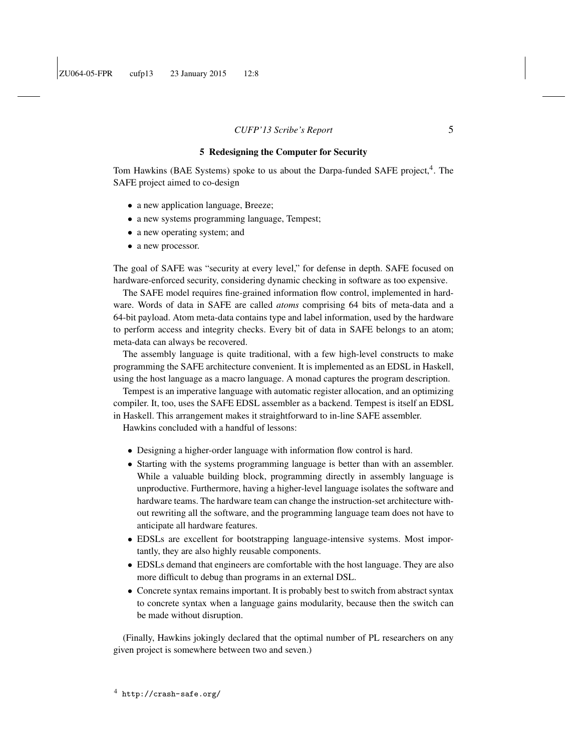## 5 Redesigning the Computer for Security

Tom Hawkins (BAE Systems) spoke to us about the Darpa-funded SAFE project,[4]. The SAFE project aimed to co-design

- a new application language, Breeze;
- a new systems programming language, Tempest;
- a new operating system; and
- a new processor.

The goal of SAFE was "security at every level," for defense in depth. SAFE focused on hardware-enforced security, considering dynamic checking in software as too expensive.

The SAFE model requires fine-grained information flow control, implemented in hardware. Words of data in SAFE are called *atoms* comprising 64 bits of meta-data and a 64-bit payload. Atom meta-data contains type and label information, used by the hardware to perform access and integrity checks. Every bit of data in SAFE belongs to an atom; meta-data can always be recovered.

The assembly language is quite traditional, with a few high-level constructs to make programming the SAFE architecture convenient. It is implemented as an EDSL in Haskell, using the host language as a macro language. A monad captures the program description.

Tempest is an imperative language with automatic register allocation, and an optimizing compiler. It, too, uses the SAFE EDSL assembler as a backend. Tempest is itself an EDSL in Haskell. This arrangement makes it straightforward to in-line SAFE assembler.

Hawkins concluded with a handful of lessons:

- Designing a higher-order language with information flow control is hard.
- Starting with the systems programming language is better than with an assembler. While a valuable building block, programming directly in assembly language is unproductive. Furthermore, having a higher-level language isolates the software and hardware teams. The hardware team can change the instruction-set architecture without rewriting all the software, and the programming language team does not have to anticipate all hardware features.
- EDSLs are excellent for bootstrapping language-intensive systems. Most importantly, they are also highly reusable components.
- EDSLs demand that engineers are comfortable with the host language. They are also more difficult to debug than programs in an external DSL.
- Concrete syntax remains important. It is probably best to switch from abstract syntax to concrete syntax when a language gains modularity, because then the switch can be made without disruption.

(Finally, Hawkins jokingly declared that the optimal number of PL researchers on any given project is somewhere between two and seven.)

[4] `http://crash-safe.org/`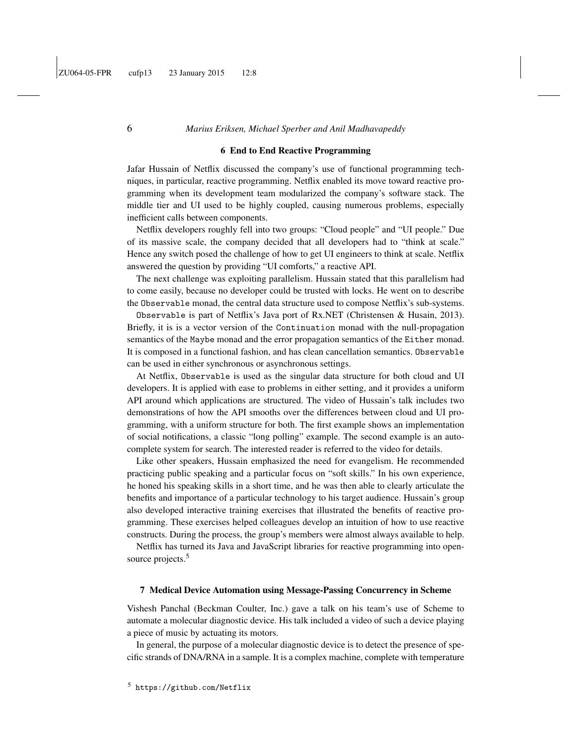## 6 End to End Reactive Programming

Jafar Hussain of Netflix discussed the company's use of functional programming techniques, in particular, reactive programming. Netflix enabled its move toward reactive programming when its development team modularized the company's software stack. The middle tier and UI used to be highly coupled, causing numerous problems, especially inefficient calls between components.

Netflix developers roughly fell into two groups: "Cloud people" and "UI people." Due of its massive scale, the company decided that all developers had to "think at scale." Hence any switch posed the challenge of how to get UI engineers to think at scale. Netflix answered the question by providing "UI comforts," a reactive API.

The next challenge was exploiting parallelism. Hussain stated that this parallelism had to come easily, because no developer could be trusted with locks. He went on to describe the `Observable` monad, the central data structure used to compose Netflix's sub-systems.

`Observable` is part of Netflix's Java port of Rx.NET (Christensen & Husain, 2013). Briefly, it is is a vector version of the `Continuation` monad with the null-propagation semantics of the `Maybe` monad and the error propagation semantics of the `Either` monad. It is composed in a functional fashion, and has clean cancellation semantics. `Observable` can be used in either synchronous or asynchronous settings.

At Netflix, `Observable` is used as the singular data structure for both cloud and UI developers. It is applied with ease to problems in either setting, and it provides a uniform API around which applications are structured. The video of Hussain's talk includes two demonstrations of how the API smooths over the differences between cloud and UI programming, with a uniform structure for both. The first example shows an implementation of social notifications, a classic "long polling" example. The second example is an autocomplete system for search. The interested reader is referred to the video for details.

Like other speakers, Hussain emphasized the need for evangelism. He recommended practicing public speaking and a particular focus on "soft skills." In his own experience, he honed his speaking skills in a short time, and he was then able to clearly articulate the benefits and importance of a particular technology to his target audience. Hussain's group also developed interactive training exercises that illustrated the benefits of reactive programming. These exercises helped colleagues develop an intuition of how to use reactive constructs. During the process, the group's members were almost always available to help.

Netflix has turned its Java and JavaScript libraries for reactive programming into open-source projects.[5]

## 7 Medical Device Automation using Message-Passing Concurrency in Scheme

Vishesh Panchal (Beckman Coulter, Inc.) gave a talk on his team's use of Scheme to automate a molecular diagnostic device. His talk included a video of such a device playing a piece of music by actuating its motors.

In general, the purpose of a molecular diagnostic device is to detect the presence of specific strands of DNA/RNA in a sample. It is a complex machine, complete with temperature

[5] `https://github.com/Netflix`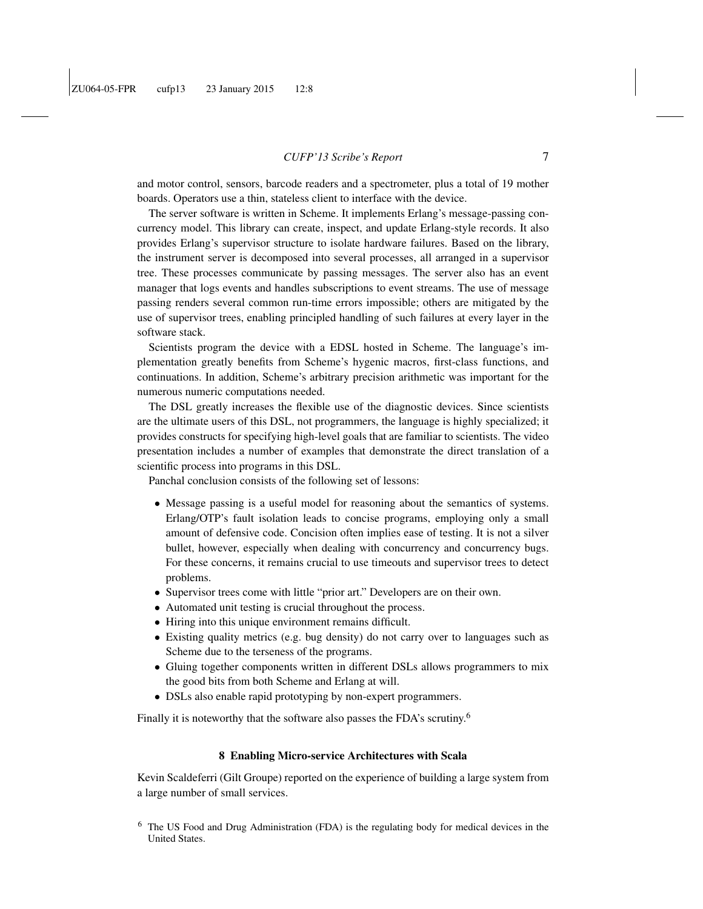and motor control, sensors, barcode readers and a spectrometer, plus a total of 19 mother boards. Operators use a thin, stateless client to interface with the device.

The server software is written in Scheme. It implements Erlang's message-passing concurrency model. This library can create, inspect, and update Erlang-style records. It also provides Erlang's supervisor structure to isolate hardware failures. Based on the library, the instrument server is decomposed into several processes, all arranged in a supervisor tree. These processes communicate by passing messages. The server also has an event manager that logs events and handles subscriptions to event streams. The use of message passing renders several common run-time errors impossible; others are mitigated by the use of supervisor trees, enabling principled handling of such failures at every layer in the software stack.

Scientists program the device with a EDSL hosted in Scheme. The language's implementation greatly benefits from Scheme's hygenic macros, first-class functions, and continuations. In addition, Scheme's arbitrary precision arithmetic was important for the numerous numeric computations needed.

The DSL greatly increases the flexible use of the diagnostic devices. Since scientists are the ultimate users of this DSL, not programmers, the language is highly specialized; it provides constructs for specifying high-level goals that are familiar to scientists. The video presentation includes a number of examples that demonstrate the direct translation of a scientific process into programs in this DSL.

Panchal conclusion consists of the following set of lessons:

- Message passing is a useful model for reasoning about the semantics of systems. Erlang/OTP's fault isolation leads to concise programs, employing only a small amount of defensive code. Concision often implies ease of testing. It is not a silver bullet, however, especially when dealing with concurrency and concurrency bugs. For these concerns, it remains crucial to use timeouts and supervisor trees to detect problems.
- Supervisor trees come with little "prior art." Developers are on their own.
- Automated unit testing is crucial throughout the process.
- Hiring into this unique environment remains difficult.
- Existing quality metrics (e.g. bug density) do not carry over to languages such as Scheme due to the terseness of the programs.
- Gluing together components written in different DSLs allows programmers to mix the good bits from both Scheme and Erlang at will.
- DSLs also enable rapid prototyping by non-expert programmers.

Finally it is noteworthy that the software also passes the FDA's scrutiny.[6]

## 8 Enabling Micro-service Architectures with Scala

Kevin Scaldeferri (Gilt Groupe) reported on the experience of building a large system from a large number of small services.

[6] The US Food and Drug Administration (FDA) is the regulating body for medical devices in the United States.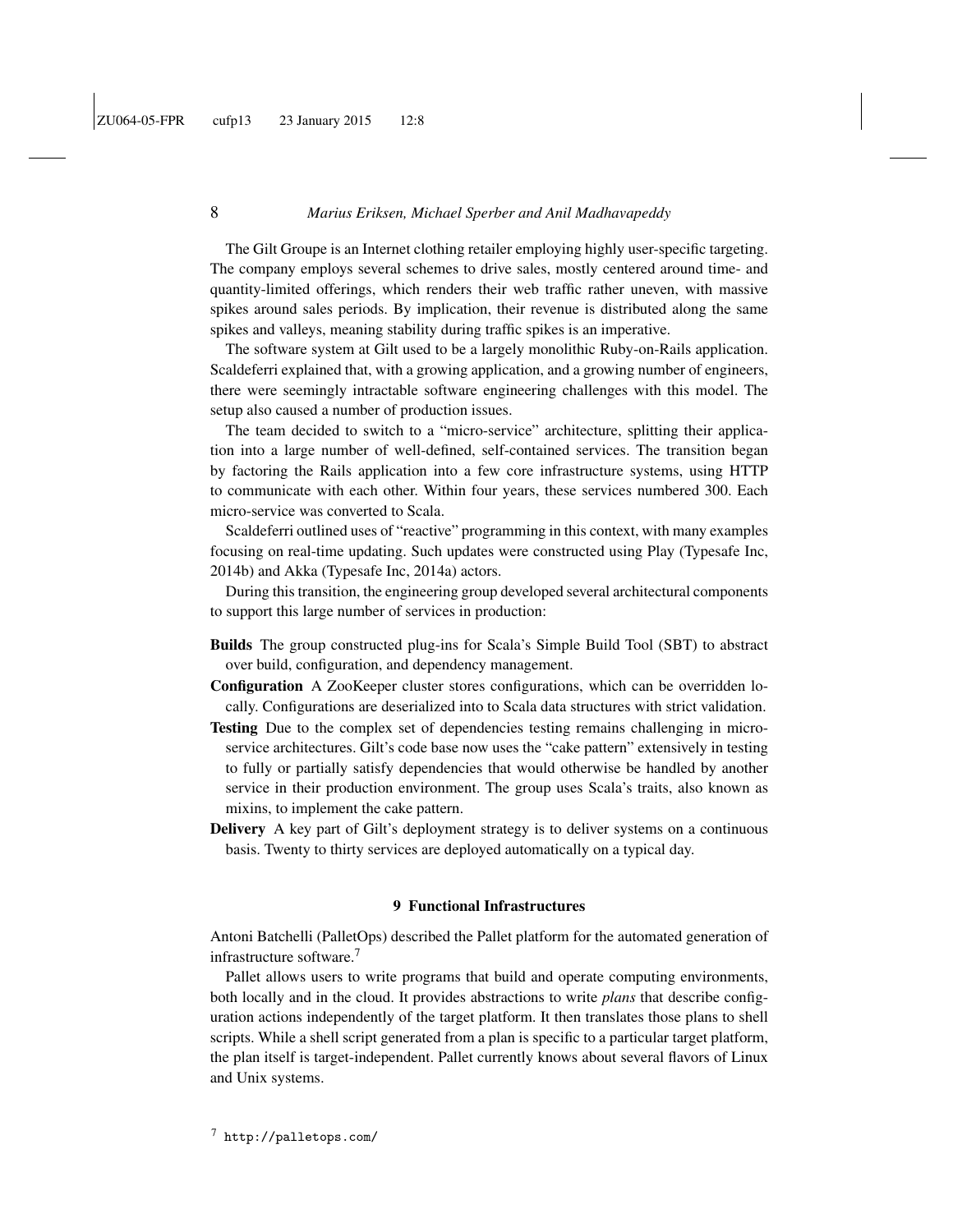The Gilt Groupe is an Internet clothing retailer employing highly user-specific targeting. The company employs several schemes to drive sales, mostly centered around time- and quantity-limited offerings, which renders their web traffic rather uneven, with massive spikes around sales periods. By implication, their revenue is distributed along the same spikes and valleys, meaning stability during traffic spikes is an imperative.

The software system at Gilt used to be a largely monolithic Ruby-on-Rails application. Scaldeferri explained that, with a growing application, and a growing number of engineers, there were seemingly intractable software engineering challenges with this model. The setup also caused a number of production issues.

The team decided to switch to a "micro-service" architecture, splitting their application into a large number of well-defined, self-contained services. The transition began by factoring the Rails application into a few core infrastructure systems, using HTTP to communicate with each other. Within four years, these services numbered 300. Each micro-service was converted to Scala.

Scaldeferri outlined uses of "reactive" programming in this context, with many examples focusing on real-time updating. Such updates were constructed using Play (Typesafe Inc, 2014b) and Akka (Typesafe Inc, 2014a) actors.

During this transition, the engineering group developed several architectural components to support this large number of services in production:

**Builds** The group constructed plug-ins for Scala's Simple Build Tool (SBT) to abstract over build, configuration, and dependency management.

**Configuration** A ZooKeeper cluster stores configurations, which can be overridden locally. Configurations are deserialized into to Scala data structures with strict validation.

**Testing** Due to the complex set of dependencies testing remains challenging in micro-service architectures. Gilt's code base now uses the "cake pattern" extensively in testing to fully or partially satisfy dependencies that would otherwise be handled by another service in their production environment. The group uses Scala's traits, also known as mixins, to implement the cake pattern.

**Delivery** A key part of Gilt's deployment strategy is to deliver systems on a continuous basis. Twenty to thirty services are deployed automatically on a typical day.

## 9 Functional Infrastructures

Antoni Batchelli (PalletOps) described the Pallet platform for the automated generation of infrastructure software.[7]

Pallet allows users to write programs that build and operate computing environments, both locally and in the cloud. It provides abstractions to write *plans* that describe configuration actions independently of the target platform. It then translates those plans to shell scripts. While a shell script generated from a plan is specific to a particular target platform, the plan itself is target-independent. Pallet currently knows about several flavors of Linux and Unix systems.

[7] http://palletops.com/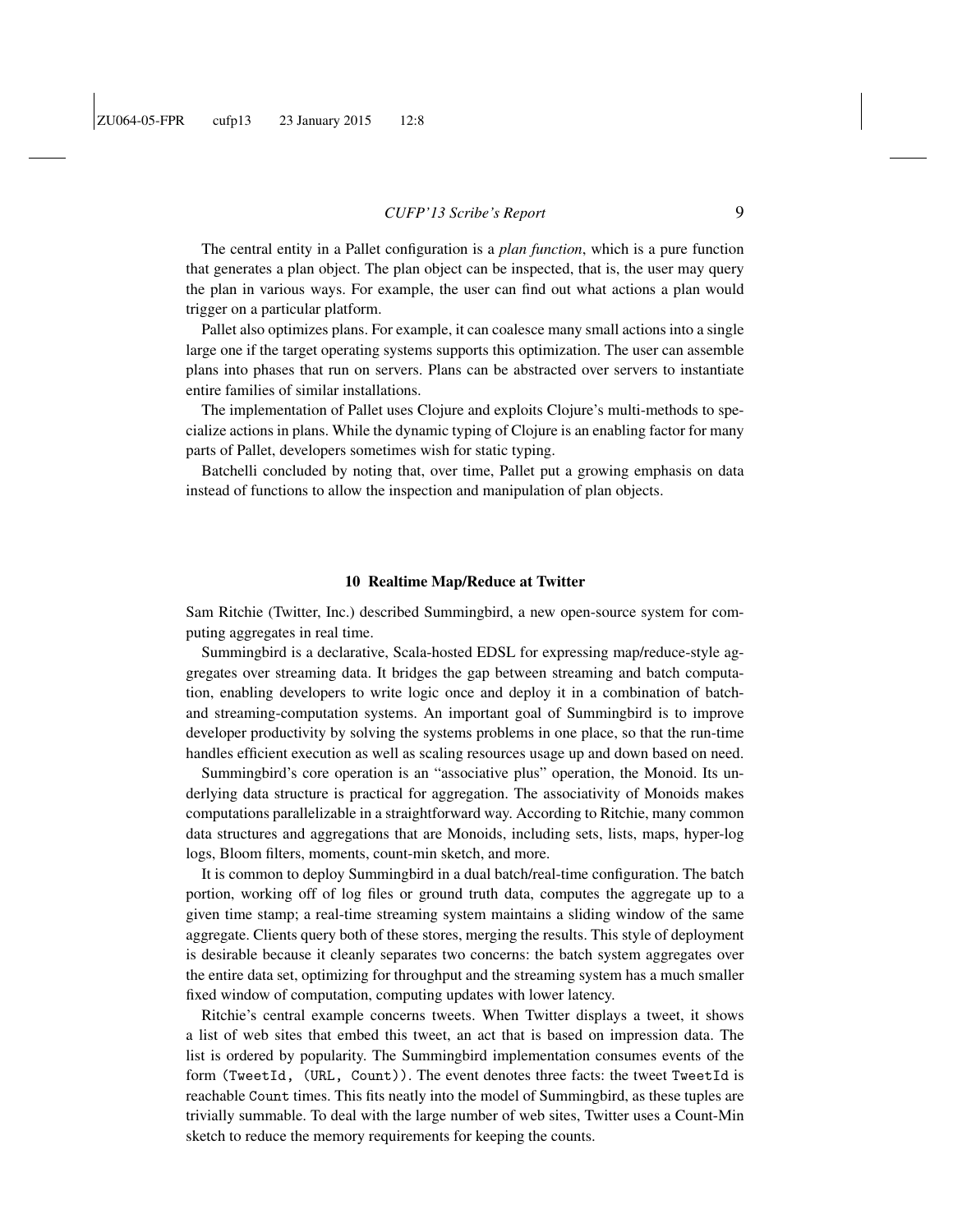The central entity in a Pallet configuration is a *plan function*, which is a pure function that generates a plan object. The plan object can be inspected, that is, the user may query the plan in various ways. For example, the user can find out what actions a plan would trigger on a particular platform.

Pallet also optimizes plans. For example, it can coalesce many small actions into a single large one if the target operating systems supports this optimization. The user can assemble plans into phases that run on servers. Plans can be abstracted over servers to instantiate entire families of similar installations.

The implementation of Pallet uses Clojure and exploits Clojure's multi-methods to specialize actions in plans. While the dynamic typing of Clojure is an enabling factor for many parts of Pallet, developers sometimes wish for static typing.

Batchelli concluded by noting that, over time, Pallet put a growing emphasis on data instead of functions to allow the inspection and manipulation of plan objects.

## 10 Realtime Map/Reduce at Twitter

Sam Ritchie (Twitter, Inc.) described Summingbird, a new open-source system for computing aggregates in real time.

Summingbird is a declarative, Scala-hosted EDSL for expressing map/reduce-style aggregates over streaming data. It bridges the gap between streaming and batch computation, enabling developers to write logic once and deploy it in a combination of batch- and streaming-computation systems. An important goal of Summingbird is to improve developer productivity by solving the systems problems in one place, so that the run-time handles efficient execution as well as scaling resources usage up and down based on need.

Summingbird's core operation is an "associative plus" operation, the Monoid. Its underlying data structure is practical for aggregation. The associativity of Monoids makes computations parallelizable in a straightforward way. According to Ritchie, many common data structures and aggregations that are Monoids, including sets, lists, maps, hyper-log logs, Bloom filters, moments, count-min sketch, and more.

It is common to deploy Summingbird in a dual batch/real-time configuration. The batch portion, working off of log files or ground truth data, computes the aggregate up to a given time stamp; a real-time streaming system maintains a sliding window of the same aggregate. Clients query both of these stores, merging the results. This style of deployment is desirable because it cleanly separates two concerns: the batch system aggregates over the entire data set, optimizing for throughput and the streaming system has a much smaller fixed window of computation, computing updates with lower latency.

Ritchie's central example concerns tweets. When Twitter displays a tweet, it shows a list of web sites that embed this tweet, an act that is based on impression data. The list is ordered by popularity. The Summingbird implementation consumes events of the form `(TweetId, (URL, Count))`. The event denotes three facts: the tweet `TweetId` is reachable `Count` times. This fits neatly into the model of Summingbird, as these tuples are trivially summable. To deal with the large number of web sites, Twitter uses a Count-Min sketch to reduce the memory requirements for keeping the counts.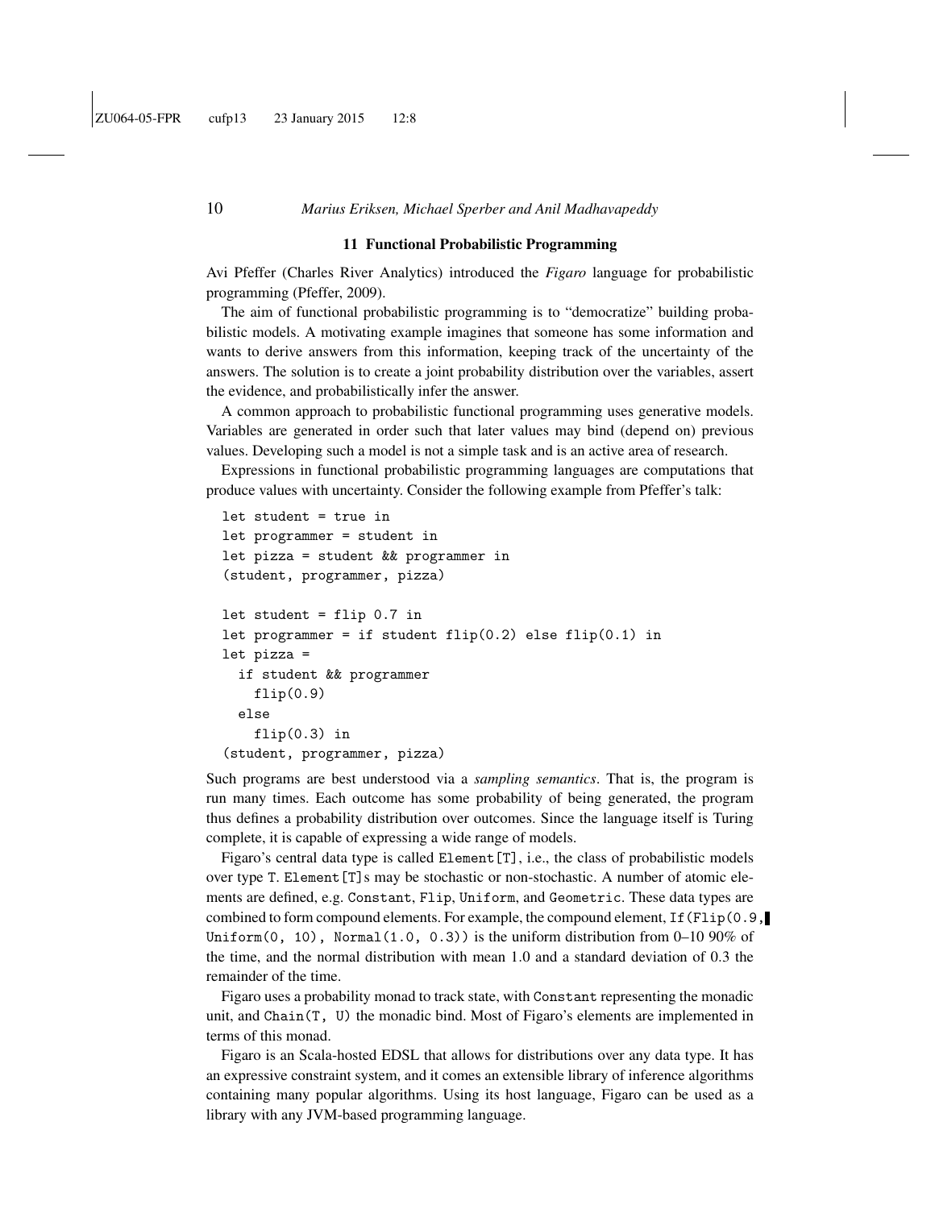## 11 Functional Probabilistic Programming

Avi Pfeffer (Charles River Analytics) introduced the *Figaro* language for probabilistic programming (Pfeffer, 2009).

The aim of functional probabilistic programming is to "democratize" building probabilistic models. A motivating example imagines that someone has some information and wants to derive answers from this information, keeping track of the uncertainty of the answers. The solution is to create a joint probability distribution over the variables, assert the evidence, and probabilistically infer the answer.

A common approach to probabilistic functional programming uses generative models. Variables are generated in order such that later values may bind (depend on) previous values. Developing such a model is not a simple task and is an active area of research.

Expressions in functional probabilistic programming languages are computations that produce values with uncertainty. Consider the following example from Pfeffer's talk:

```
let student = true in
let programmer = student in
let pizza = student && programmer in
(student, programmer, pizza)

let student = flip 0.7 in
let programmer = if student flip(0.2) else flip(0.1) in
let pizza =
  if student && programmer
    flip(0.9)
  else
    flip(0.3) in
(student, programmer, pizza)
```

Such programs are best understood via a *sampling semantics*. That is, the program is run many times. Each outcome has some probability of being generated, the program thus defines a probability distribution over outcomes. Since the language itself is Turing complete, it is capable of expressing a wide range of models.

Figaro's central data type is called `Element[T]`, i.e., the class of probabilistic models over type `T`. `Element[T]`s may be stochastic or non-stochastic. A number of atomic elements are defined, e.g. `Constant`, `Flip`, `Uniform`, and `Geometric`. These data types are combined to form compound elements. For example, the compound element, `If(Flip(0.9, Uniform(0, 10), Normal(1.0, 0.3))` is the uniform distribution from 0–10 90% of the time, and the normal distribution with mean 1.0 and a standard deviation of 0.3 the remainder of the time.

Figaro uses a probability monad to track state, with `Constant` representing the monadic unit, and `Chain(T, U)` the monadic bind. Most of Figaro's elements are implemented in terms of this monad.

Figaro is an Scala-hosted EDSL that allows for distributions over any data type. It has an expressive constraint system, and it comes an extensible library of inference algorithms containing many popular algorithms. Using its host language, Figaro can be used as a library with any JVM-based programming language.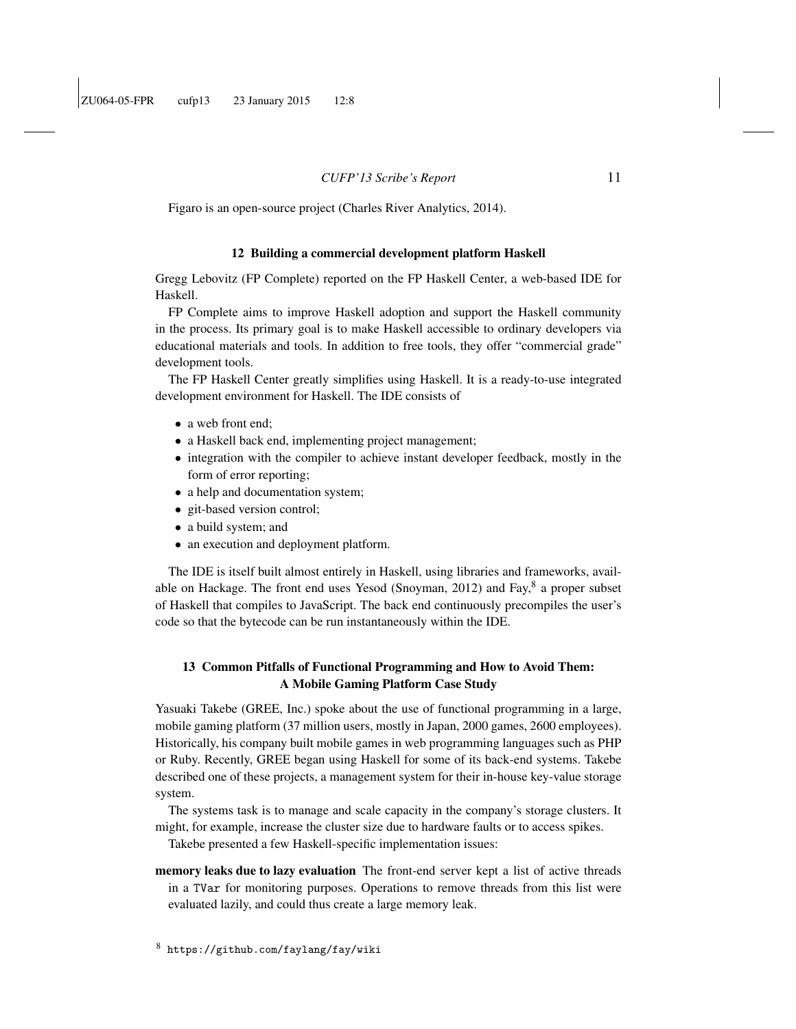Figaro is an open-source project (Charles River Analytics, 2014).

## 12 Building a commercial development platform Haskell

Gregg Lebovitz (FP Complete) reported on the FP Haskell Center, a web-based IDE for Haskell.

FP Complete aims to improve Haskell adoption and support the Haskell community in the process. Its primary goal is to make Haskell accessible to ordinary developers via educational materials and tools. In addition to free tools, they offer "commercial grade" development tools.

The FP Haskell Center greatly simplifies using Haskell. It is a ready-to-use integrated development environment for Haskell. The IDE consists of

- a web front end;
- a Haskell back end, implementing project management;
- integration with the compiler to achieve instant developer feedback, mostly in the form of error reporting;
- a help and documentation system;
- git-based version control;
- a build system; and
- an execution and deployment platform.

The IDE is itself built almost entirely in Haskell, using libraries and frameworks, available on Hackage. The front end uses Yesod (Snoyman, 2012) and Fay,[8] a proper subset of Haskell that compiles to JavaScript. The back end continuously precompiles the user's code so that the bytecode can be run instantaneously within the IDE.

## 13 Common Pitfalls of Functional Programming and How to Avoid Them: A Mobile Gaming Platform Case Study

Yasuaki Takebe (GREE, Inc.) spoke about the use of functional programming in a large, mobile gaming platform (37 million users, mostly in Japan, 2000 games, 2600 employees). Historically, his company built mobile games in web programming languages such as PHP or Ruby. Recently, GREE began using Haskell for some of its back-end systems. Takebe described one of these projects, a management system for their in-house key-value storage system.

The systems task is to manage and scale capacity in the company's storage clusters. It might, for example, increase the cluster size due to hardware faults or to access spikes.

Takebe presented a few Haskell-specific implementation issues:

**memory leaks due to lazy evaluation** The front-end server kept a list of active threads in a `TVar` for monitoring purposes. Operations to remove threads from this list were evaluated lazily, and could thus create a large memory leak.

[8] `https://github.com/faylang/fay/wiki`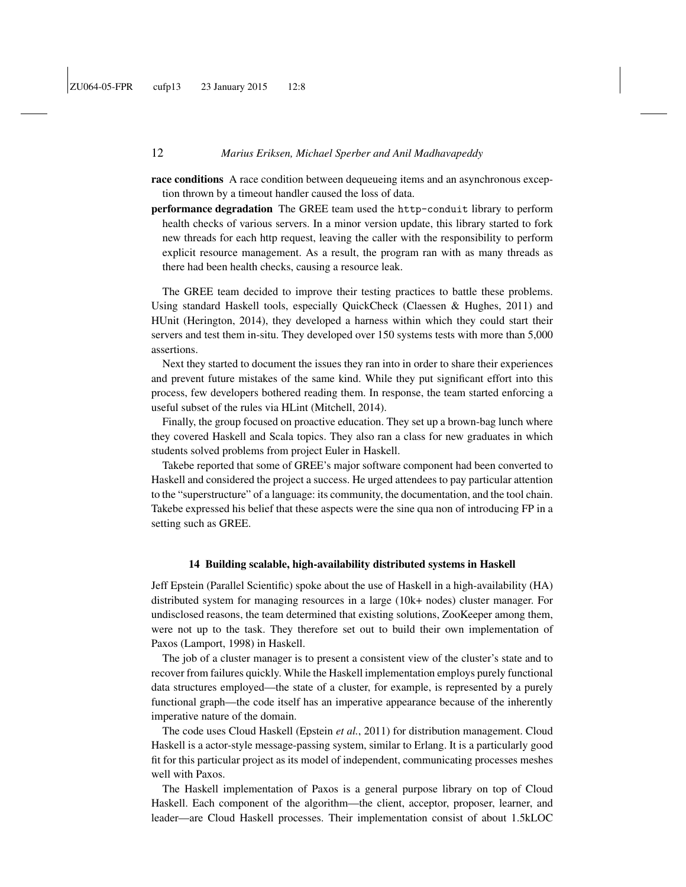**race conditions** A race condition between dequeueing items and an asynchronous exception thrown by a timeout handler caused the loss of data.

**performance degradation** The GREE team used the `http-conduit` library to perform health checks of various servers. In a minor version update, this library started to fork new threads for each http request, leaving the caller with the responsibility to perform explicit resource management. As a result, the program ran with as many threads as there had been health checks, causing a resource leak.

The GREE team decided to improve their testing practices to battle these problems. Using standard Haskell tools, especially QuickCheck (Claessen & Hughes, 2011) and HUnit (Herington, 2014), they developed a harness within which they could start their servers and test them in-situ. They developed over 150 systems tests with more than 5,000 assertions.

Next they started to document the issues they ran into in order to share their experiences and prevent future mistakes of the same kind. While they put significant effort into this process, few developers bothered reading them. In response, the team started enforcing a useful subset of the rules via HLint (Mitchell, 2014).

Finally, the group focused on proactive education. They set up a brown-bag lunch where they covered Haskell and Scala topics. They also ran a class for new graduates in which students solved problems from project Euler in Haskell.

Takebe reported that some of GREE's major software component had been converted to Haskell and considered the project a success. He urged attendees to pay particular attention to the "superstructure" of a language: its community, the documentation, and the tool chain. Takebe expressed his belief that these aspects were the sine qua non of introducing FP in a setting such as GREE.

## 14 Building scalable, high-availability distributed systems in Haskell

Jeff Epstein (Parallel Scientific) spoke about the use of Haskell in a high-availability (HA) distributed system for managing resources in a large (10k+ nodes) cluster manager. For undisclosed reasons, the team determined that existing solutions, ZooKeeper among them, were not up to the task. They therefore set out to build their own implementation of Paxos (Lamport, 1998) in Haskell.

The job of a cluster manager is to present a consistent view of the cluster's state and to recover from failures quickly. While the Haskell implementation employs purely functional data structures employed—the state of a cluster, for example, is represented by a purely functional graph—the code itself has an imperative appearance because of the inherently imperative nature of the domain.

The code uses Cloud Haskell (Epstein *et al.*, 2011) for distribution management. Cloud Haskell is a actor-style message-passing system, similar to Erlang. It is a particularly good fit for this particular project as its model of independent, communicating processes meshes well with Paxos.

The Haskell implementation of Paxos is a general purpose library on top of Cloud Haskell. Each component of the algorithm—the client, acceptor, proposer, learner, and leader—are Cloud Haskell processes. Their implementation consist of about 1.5kLOC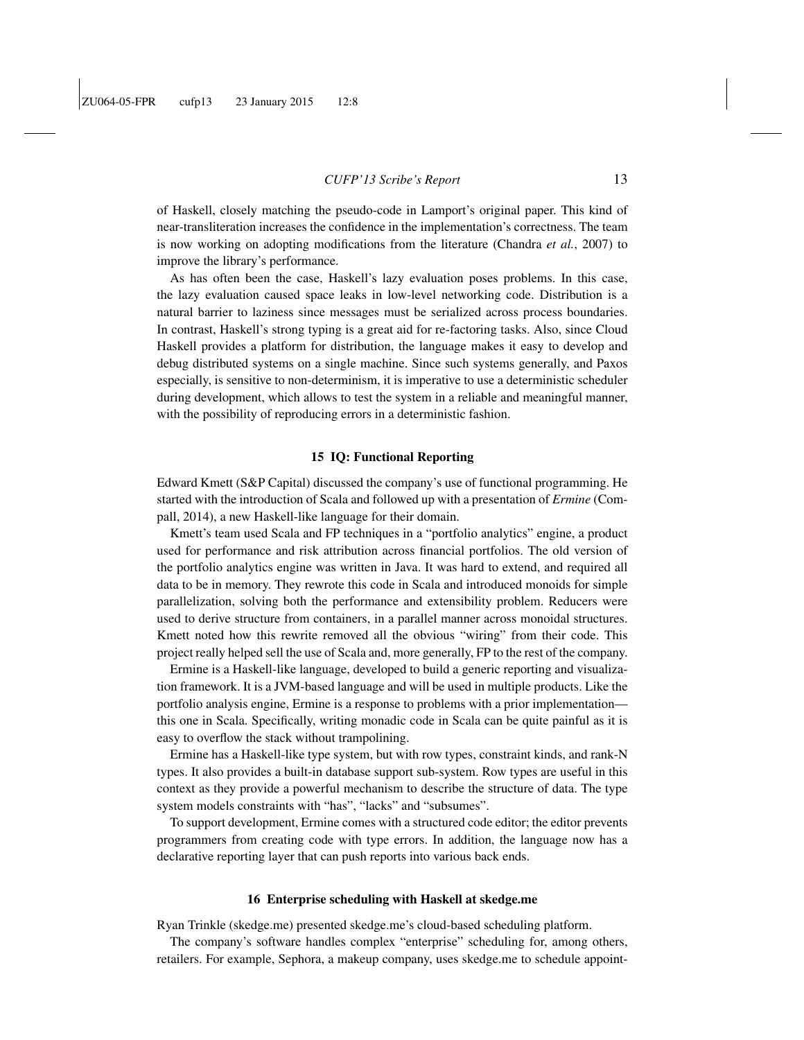of Haskell, closely matching the pseudo-code in Lamport's original paper. This kind of near-transliteration increases the confidence in the implementation's correctness. The team is now working on adopting modifications from the literature (Chandra *et al.*, 2007) to improve the library's performance.

As has often been the case, Haskell's lazy evaluation poses problems. In this case, the lazy evaluation caused space leaks in low-level networking code. Distribution is a natural barrier to laziness since messages must be serialized across process boundaries. In contrast, Haskell's strong typing is a great aid for re-factoring tasks. Also, since Cloud Haskell provides a platform for distribution, the language makes it easy to develop and debug distributed systems on a single machine. Since such systems generally, and Paxos especially, is sensitive to non-determinism, it is imperative to use a deterministic scheduler during development, which allows to test the system in a reliable and meaningful manner, with the possibility of reproducing errors in a deterministic fashion.

## 15 IQ: Functional Reporting

Edward Kmett (S&P Capital) discussed the company's use of functional programming. He started with the introduction of Scala and followed up with a presentation of *Ermine* (Compall, 2014), a new Haskell-like language for their domain.

Kmett's team used Scala and FP techniques in a "portfolio analytics" engine, a product used for performance and risk attribution across financial portfolios. The old version of the portfolio analytics engine was written in Java. It was hard to extend, and required all data to be in memory. They rewrote this code in Scala and introduced monoids for simple parallelization, solving both the performance and extensibility problem. Reducers were used to derive structure from containers, in a parallel manner across monoidal structures. Kmett noted how this rewrite removed all the obvious "wiring" from their code. This project really helped sell the use of Scala and, more generally, FP to the rest of the company.

Ermine is a Haskell-like language, developed to build a generic reporting and visualization framework. It is a JVM-based language and will be used in multiple products. Like the portfolio analysis engine, Ermine is a response to problems with a prior implementation—this one in Scala. Specifically, writing monadic code in Scala can be quite painful as it is easy to overflow the stack without trampolining.

Ermine has a Haskell-like type system, but with row types, constraint kinds, and rank-N types. It also provides a built-in database support sub-system. Row types are useful in this context as they provide a powerful mechanism to describe the structure of data. The type system models constraints with "has", "lacks" and "subsumes".

To support development, Ermine comes with a structured code editor; the editor prevents programmers from creating code with type errors. In addition, the language now has a declarative reporting layer that can push reports into various back ends.

## 16 Enterprise scheduling with Haskell at skedge.me

Ryan Trinkle (skedge.me) presented skedge.me's cloud-based scheduling platform.

The company's software handles complex "enterprise" scheduling for, among others, retailers. For example, Sephora, a makeup company, uses skedge.me to schedule appoint-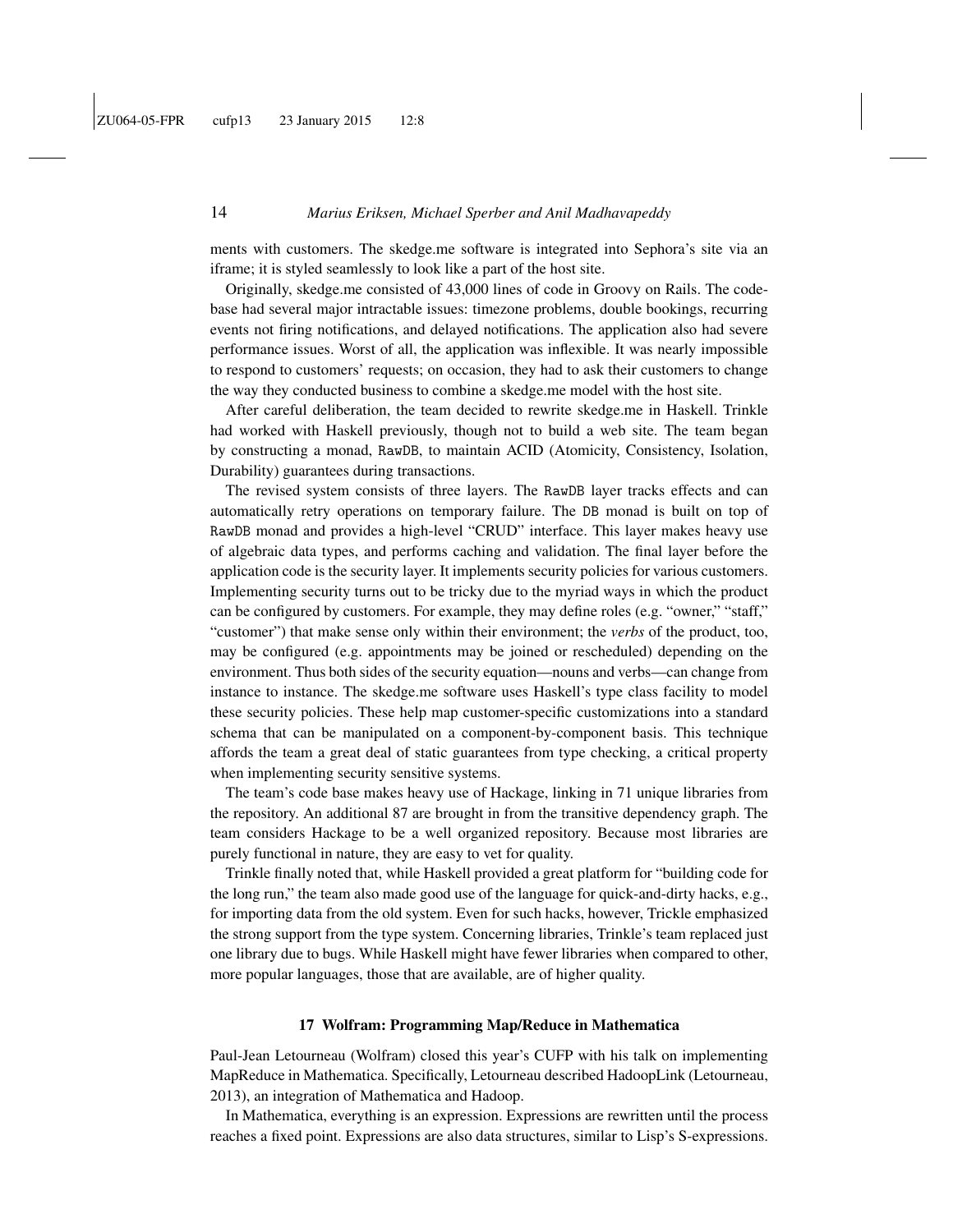ments with customers. The skedge.me software is integrated into Sephora's site via an iframe; it is styled seamlessly to look like a part of the host site.

Originally, skedge.me consisted of 43,000 lines of code in Groovy on Rails. The codebase had several major intractable issues: timezone problems, double bookings, recurring events not firing notifications, and delayed notifications. The application also had severe performance issues. Worst of all, the application was inflexible. It was nearly impossible to respond to customers' requests; on occasion, they had to ask their customers to change the way they conducted business to combine a skedge.me model with the host site.

After careful deliberation, the team decided to rewrite skedge.me in Haskell. Trinkle had worked with Haskell previously, though not to build a web site. The team began by constructing a monad, `RawDB`, to maintain ACID (Atomicity, Consistency, Isolation, Durability) guarantees during transactions.

The revised system consists of three layers. The `RawDB` layer tracks effects and can automatically retry operations on temporary failure. The `DB` monad is built on top of `RawDB` monad and provides a high-level "CRUD" interface. This layer makes heavy use of algebraic data types, and performs caching and validation. The final layer before the application code is the security layer. It implements security policies for various customers. Implementing security turns out to be tricky due to the myriad ways in which the product can be configured by customers. For example, they may define roles (e.g. "owner," "staff," "customer") that make sense only within their environment; the *verbs* of the product, too, may be configured (e.g. appointments may be joined or rescheduled) depending on the environment. Thus both sides of the security equation—nouns and verbs—can change from instance to instance. The skedge.me software uses Haskell's type class facility to model these security policies. These help map customer-specific customizations into a standard schema that can be manipulated on a component-by-component basis. This technique affords the team a great deal of static guarantees from type checking, a critical property when implementing security sensitive systems.

The team's code base makes heavy use of Hackage, linking in 71 unique libraries from the repository. An additional 87 are brought in from the transitive dependency graph. The team considers Hackage to be a well organized repository. Because most libraries are purely functional in nature, they are easy to vet for quality.

Trinkle finally noted that, while Haskell provided a great platform for "building code for the long run," the team also made good use of the language for quick-and-dirty hacks, e.g., for importing data from the old system. Even for such hacks, however, Trickle emphasized the strong support from the type system. Concerning libraries, Trinkle's team replaced just one library due to bugs. While Haskell might have fewer libraries when compared to other, more popular languages, those that are available, are of higher quality.

## 17 Wolfram: Programming Map/Reduce in Mathematica

Paul-Jean Letourneau (Wolfram) closed this year's CUFP with his talk on implementing MapReduce in Mathematica. Specifically, Letourneau described HadoopLink (Letourneau, 2013), an integration of Mathematica and Hadoop.

In Mathematica, everything is an expression. Expressions are rewritten until the process reaches a fixed point. Expressions are also data structures, similar to Lisp's S-expressions.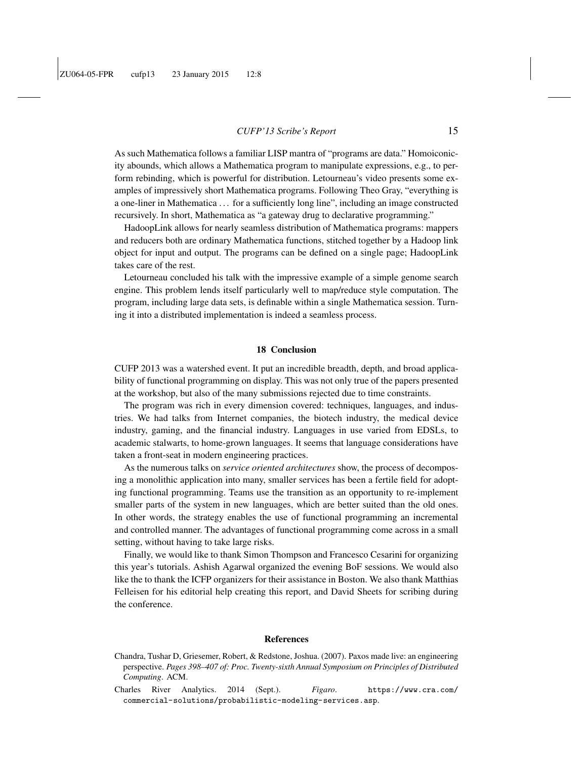As such Mathematica follows a familiar LISP mantra of "programs are data." Homoiconicity abounds, which allows a Mathematica program to manipulate expressions, e.g., to perform rebinding, which is powerful for distribution. Letourneau's video presents some examples of impressively short Mathematica programs. Following Theo Gray, "everything is a one-liner in Mathematica … for a sufficiently long line", including an image constructed recursively. In short, Mathematica as "a gateway drug to declarative programming."

HadoopLink allows for nearly seamless distribution of Mathematica programs: mappers and reducers both are ordinary Mathematica functions, stitched together by a Hadoop link object for input and output. The programs can be defined on a single page; HadoopLink takes care of the rest.

Letourneau concluded his talk with the impressive example of a simple genome search engine. This problem lends itself particularly well to map/reduce style computation. The program, including large data sets, is definable within a single Mathematica session. Turning it into a distributed implementation is indeed a seamless process.

## 18 Conclusion

CUFP 2013 was a watershed event. It put an incredible breadth, depth, and broad applicability of functional programming on display. This was not only true of the papers presented at the workshop, but also of the many submissions rejected due to time constraints.

The program was rich in every dimension covered: techniques, languages, and industries. We had talks from Internet companies, the biotech industry, the medical device industry, gaming, and the financial industry. Languages in use varied from EDSLs, to academic stalwarts, to home-grown languages. It seems that language considerations have taken a front-seat in modern engineering practices.

As the numerous talks on *service oriented architectures* show, the process of decomposing a monolithic application into many, smaller services has been a fertile field for adopting functional programming. Teams use the transition as an opportunity to re-implement smaller parts of the system in new languages, which are better suited than the old ones. In other words, the strategy enables the use of functional programming an incremental and controlled manner. The advantages of functional programming come across in a small setting, without having to take large risks.

Finally, we would like to thank Simon Thompson and Francesco Cesarini for organizing this year's tutorials. Ashish Agarwal organized the evening BoF sessions. We would also like the to thank the ICFP organizers for their assistance in Boston. We also thank Matthias Felleisen for his editorial help creating this report, and David Sheets for scribing during the conference.

## References

Chandra, Tushar D, Griesemer, Robert, & Redstone, Joshua. (2007). Paxos made live: an engineering perspective. *Pages 398–407 of: Proc. Twenty-sixth Annual Symposium on Principles of Distributed Computing*. ACM.

Charles River Analytics. 2014 (Sept.). *Figaro*. https://www.cra.com/commercial-solutions/probabilistic-modeling-services.asp.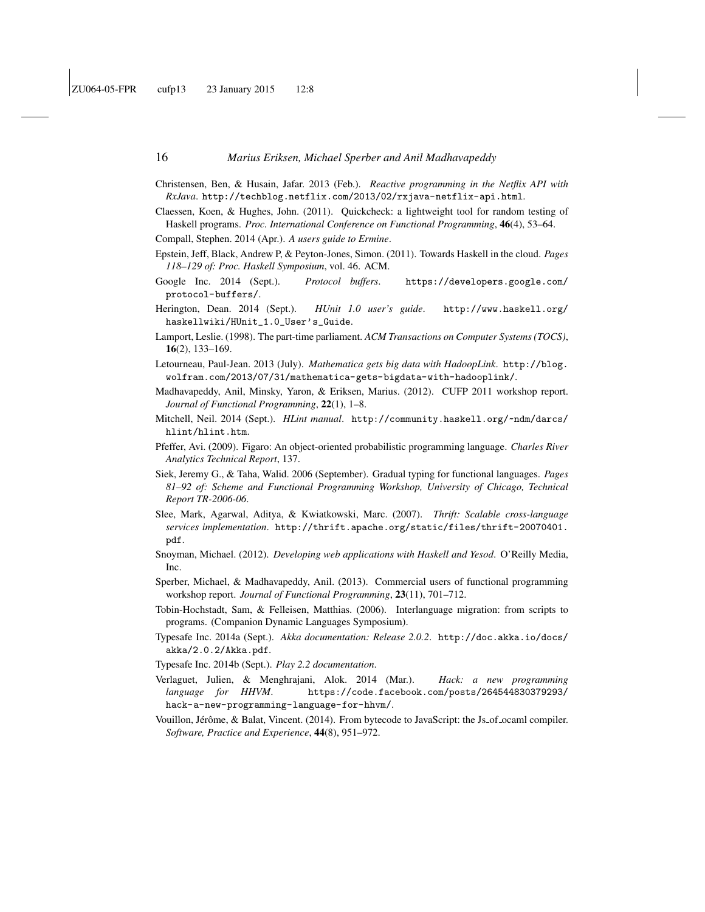Christensen, Ben, & Husain, Jafar. 2013 (Feb.). *Reactive programming in the Netflix API with RxJava*. `http://techblog.netflix.com/2013/02/rxjava-netflix-api.html`.

Claessen, Koen, & Hughes, John. (2011). Quickcheck: a lightweight tool for random testing of Haskell programs. *Proc. International Conference on Functional Programming*, **46**(4), 53–64.

Compall, Stephen. 2014 (Apr.). *A users guide to Ermine*.

Epstein, Jeff, Black, Andrew P, & Peyton-Jones, Simon. (2011). Towards Haskell in the cloud. *Pages 118–129 of: Proc. Haskell Symposium*, vol. 46. ACM.

Google Inc. 2014 (Sept.). *Protocol buffers*. `https://developers.google.com/protocol-buffers/`.

Herington, Dean. 2014 (Sept.). *HUnit 1.0 user's guide*. `http://www.haskell.org/haskellwiki/HUnit_1.0_User's_Guide`.

Lamport, Leslie. (1998). The part-time parliament. *ACM Transactions on Computer Systems (TOCS)*, **16**(2), 133–169.

Letourneau, Paul-Jean. 2013 (July). *Mathematica gets big data with HadoopLink*. `http://blog.wolfram.com/2013/07/31/mathematica-gets-bigdata-with-hadooplink/`.

Madhavapeddy, Anil, Minsky, Yaron, & Eriksen, Marius. (2012). CUFP 2011 workshop report. *Journal of Functional Programming*, **22**(1), 1–8.

Mitchell, Neil. 2014 (Sept.). *HLint manual*. `http://community.haskell.org/~ndm/darcs/hlint/hlint.htm`.

Pfeffer, Avi. (2009). Figaro: An object-oriented probabilistic programming language. *Charles River Analytics Technical Report*, 137.

Siek, Jeremy G., & Taha, Walid. 2006 (September). Gradual typing for functional languages. *Pages 81–92 of: Scheme and Functional Programming Workshop, University of Chicago, Technical Report TR-2006-06*.

Slee, Mark, Agarwal, Aditya, & Kwiatkowski, Marc. (2007). *Thrift: Scalable cross-language services implementation*. `http://thrift.apache.org/static/files/thrift-20070401.pdf`.

Snoyman, Michael. (2012). *Developing web applications with Haskell and Yesod*. O'Reilly Media, Inc.

Sperber, Michael, & Madhavapeddy, Anil. (2013). Commercial users of functional programming workshop report. *Journal of Functional Programming*, **23**(11), 701–712.

Tobin-Hochstadt, Sam, & Felleisen, Matthias. (2006). Interlanguage migration: from scripts to programs. (Companion Dynamic Languages Symposium).

Typesafe Inc. 2014a (Sept.). *Akka documentation: Release 2.0.2*. `http://doc.akka.io/docs/akka/2.0.2/Akka.pdf`.

Typesafe Inc. 2014b (Sept.). *Play 2.2 documentation*.

Verlaguet, Julien, & Menghrajani, Alok. 2014 (Mar.). *Hack: a new programming language for HHVM*. `https://code.facebook.com/posts/264544830379293/hack-a-new-programming-language-for-hhvm/`.

Vouillon, Jérôme, & Balat, Vincent. (2014). From bytecode to JavaScript: the Js_of_ocaml compiler. *Software, Practice and Experience*, **44**(8), 951–972.